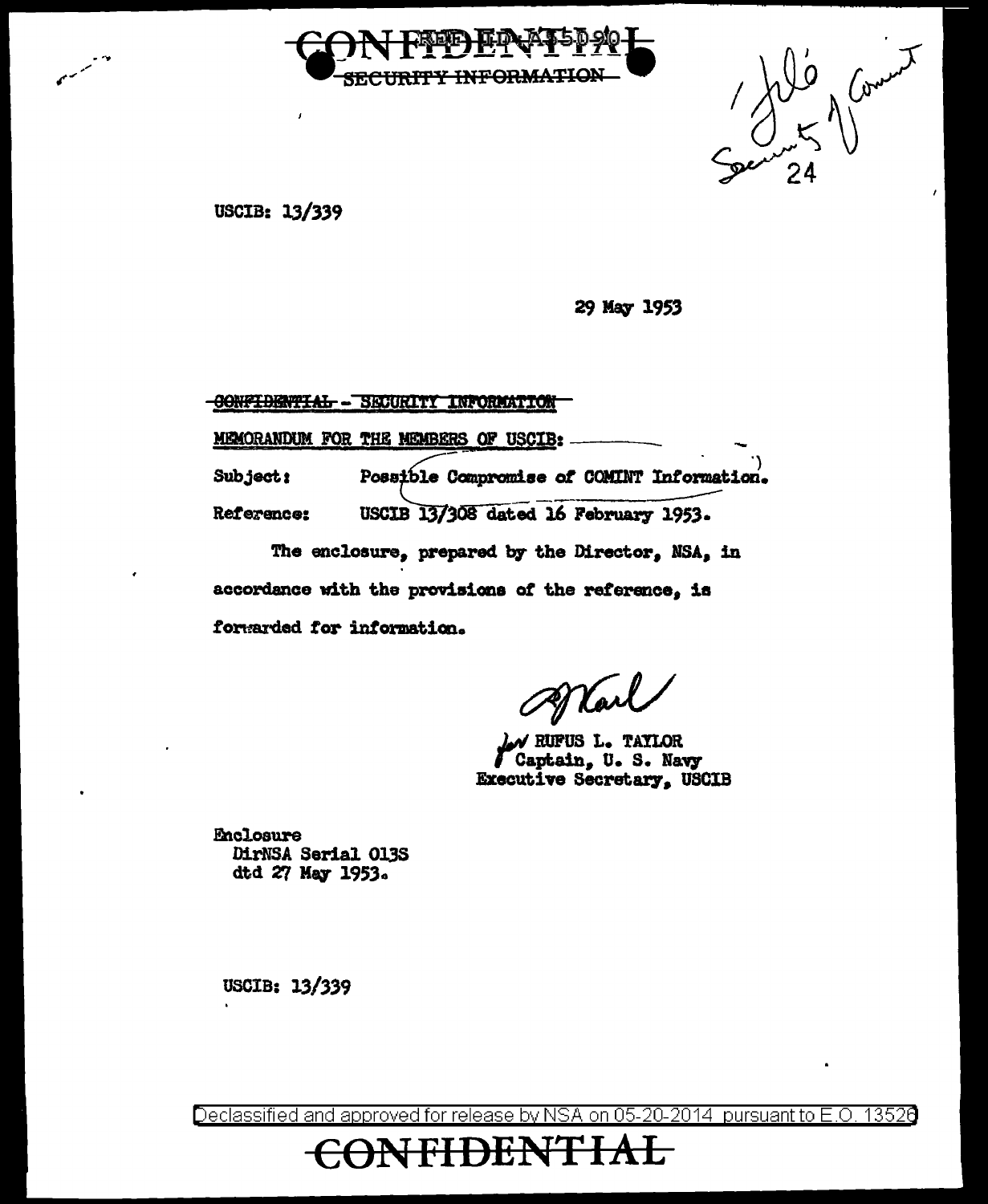CONFIDENTIAL

SECURITY INFORMATION

USCIB: 13/339

29 May 1953

CONFIDENTIAL - SECURITY INFORMATION

MEMORANDUM FOR THE MEMBERS OF USCIB:

Subject: Possible Compromise of COMINT Information.

Reference: USCIB 13/308 dated 16 February 1953.

The enclosure, prepared by the Director, NSA, in accordance with the provisions of the reference, is forwarded for information.

RUFUS L. TAYLOR
Captain, U. S. Navy
Executive Secretary, USCIB

Enclosure
DirNSA Serial 013S
dtd 27 May 1953.

USCIB: 13/339

Declassified and approved for release by NSA on 05-20-2014 pursuant to E.O. 13526

CONFIDENTIAL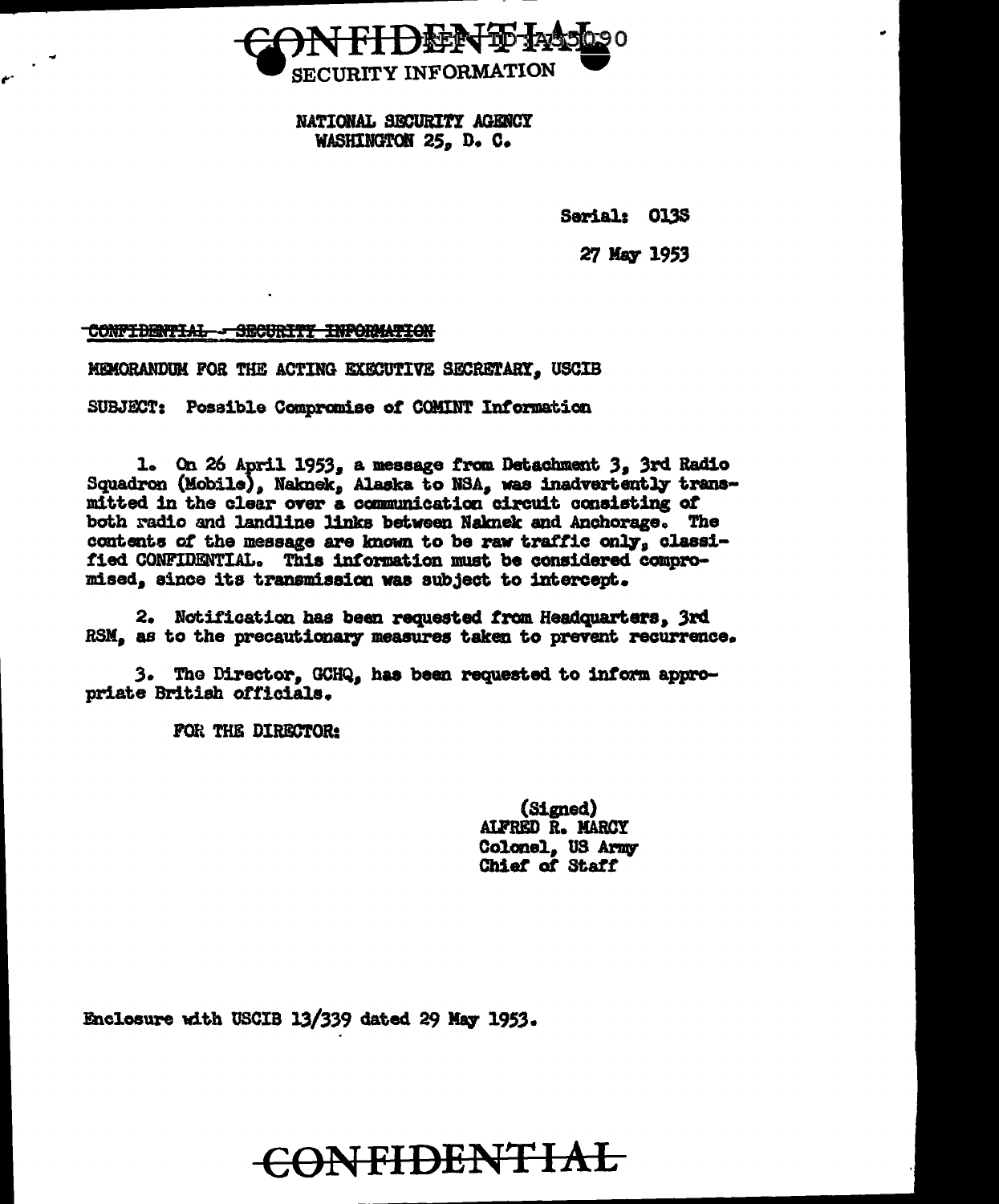CONFIDENTIAL
SECURITY INFORMATION

NATIONAL SECURITY AGENCY
WASHINGTON 25, D. C.

Serial: 013S

27 May 1953

~~CONFIDENTIAL - SECURITY INFORMATION~~

MEMORANDUM FOR THE ACTING EXECUTIVE SECRETARY, USCIB

SUBJECT: Possible Compromise of COMINT Information

1. On 26 April 1953, a message from Detachment 3, 3rd Radio Squadron (Mobile), Naknek, Alaska to NSA, was inadvertently transmitted in the clear over a communication circuit consisting of both radio and landline links between Naknek and Anchorage. The contents of the message are known to be raw traffic only, classified CONFIDENTIAL. This information must be considered compromised, since its transmission was subject to intercept.

2. Notification has been requested from Headquarters, 3rd RSM, as to the precautionary measures taken to prevent recurrence.

3. The Director, GCHQ, has been requested to inform appropriate British officials.

FOR THE DIRECTOR:

(Signed)
ALFRED R. MARCY
Colonel, US Army
Chief of Staff

Enclosure with USCIB 13/339 dated 29 May 1953.

CONFIDENTIAL